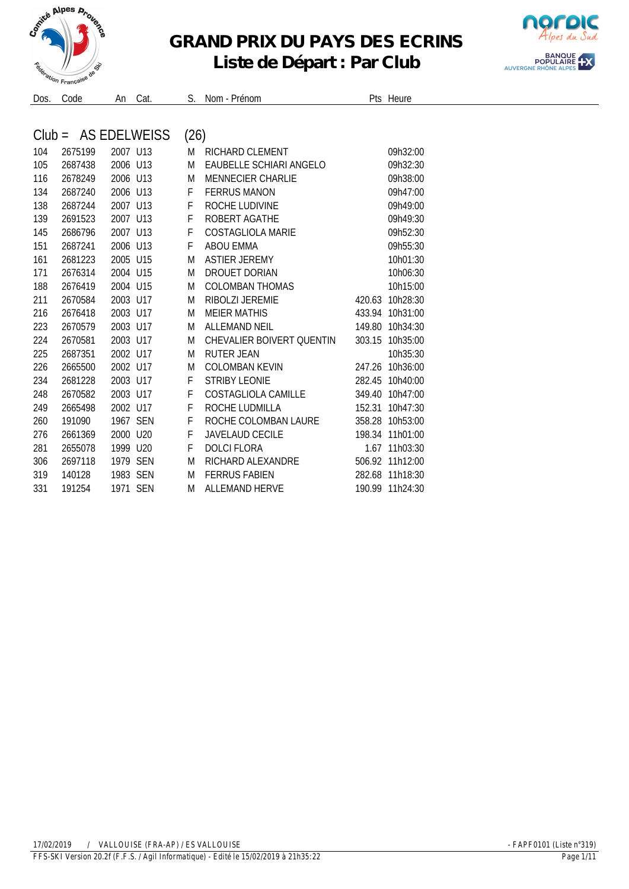# GRAND PRIX DU PAYS DES ECRINS
## Liste de Départ : Par Club

### Club = AS EDELWEISS (26)

| Dos. | Code | An | Cat. | S. | Nom - Prénom | Pts | Heure |
|---|---|---|---|---|---|---|---|
| 104 | 2675199 | 2007 | U13 | M | RICHARD CLEMENT | | 09h32:00 |
| 105 | 2687438 | 2006 | U13 | M | EAUBELLE SCHIARI ANGELO | | 09h32:30 |
| 116 | 2678249 | 2006 | U13 | M | MENNECIER CHARLIE | | 09h38:00 |
| 134 | 2687240 | 2006 | U13 | F | FERRUS MANON | | 09h47:00 |
| 138 | 2687244 | 2007 | U13 | F | ROCHE LUDIVINE | | 09h49:00 |
| 139 | 2691523 | 2007 | U13 | F | ROBERT AGATHE | | 09h49:30 |
| 145 | 2686796 | 2007 | U13 | F | COSTAGLIOLA MARIE | | 09h52:30 |
| 151 | 2687241 | 2006 | U13 | F | ABOU EMMA | | 09h55:30 |
| 161 | 2681223 | 2005 | U15 | M | ASTIER JEREMY | | 10h01:30 |
| 171 | 2676314 | 2004 | U15 | M | DROUET DORIAN | | 10h06:30 |
| 188 | 2676419 | 2004 | U15 | M | COLOMBAN THOMAS | | 10h15:00 |
| 211 | 2670584 | 2003 | U17 | M | RIBOLZI JEREMIE | 420.63 | 10h28:30 |
| 216 | 2676418 | 2003 | U17 | M | MEIER MATHIS | 433.94 | 10h31:00 |
| 223 | 2670579 | 2003 | U17 | M | ALLEMAND NEIL | 149.80 | 10h34:30 |
| 224 | 2670581 | 2003 | U17 | M | CHEVALIER BOIVERT QUENTIN | 303.15 | 10h35:00 |
| 225 | 2687351 | 2002 | U17 | M | RUTER JEAN | | 10h35:30 |
| 226 | 2665500 | 2002 | U17 | M | COLOMBAN KEVIN | 247.26 | 10h36:00 |
| 234 | 2681228 | 2003 | U17 | F | STRIBY LEONIE | 282.45 | 10h40:00 |
| 248 | 2670582 | 2003 | U17 | F | COSTAGLIOLA CAMILLE | 349.40 | 10h47:00 |
| 249 | 2665498 | 2002 | U17 | F | ROCHE LUDMILLA | 152.31 | 10h47:30 |
| 260 | 191090 | 1967 | SEN | F | ROCHE COLOMBAN LAURE | 358.28 | 10h53:00 |
| 276 | 2661369 | 2000 | U20 | F | JAVELAUD CECILE | 198.34 | 11h01:00 |
| 281 | 2655078 | 1999 | U20 | F | DOLCI FLORA | 1.67 | 11h03:30 |
| 306 | 2697118 | 1979 | SEN | M | RICHARD ALEXANDRE | 506.92 | 11h12:00 |
| 319 | 140128 | 1983 | SEN | M | FERRUS FABIEN | 282.68 | 11h18:30 |
| 331 | 191254 | 1971 | SEN | M | ALLEMAND HERVE | 190.99 | 11h24:30 |

17/02/2019 / VALLOUISE (FRA-AP) / ES VALLOUISE - FAPF0101 (Liste n°319)

FFS-SKI Version 20.2f (F.F.S. / Agil Informatique) - Edité le 15/02/2019 à 21h35:22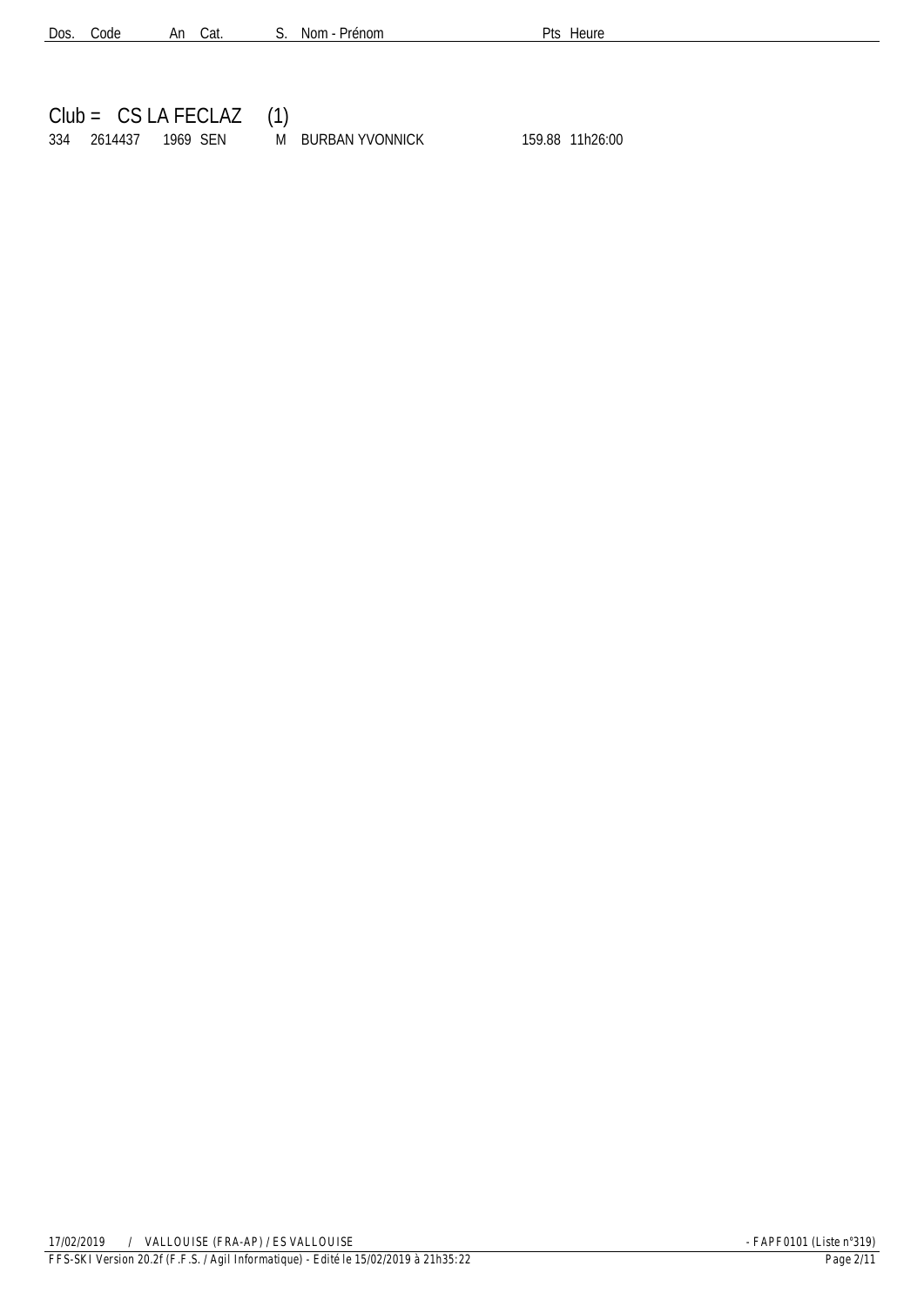| Dos. | Code | An | Cat. | S. | Nom - Prénom | Pts | Heure |
|---|---|---|---|---|---|---|---|

## Club = CS LA FECLAZ (1)

| Dos. | Code | An | Cat. | S. | Nom - Prénom | Pts | Heure |
|---|---|---|---|---|---|---|---|
| 334 | 2614437 | 1969 | SEN | M | BURBAN YVONNICK | 159.88 | 11h26:00 |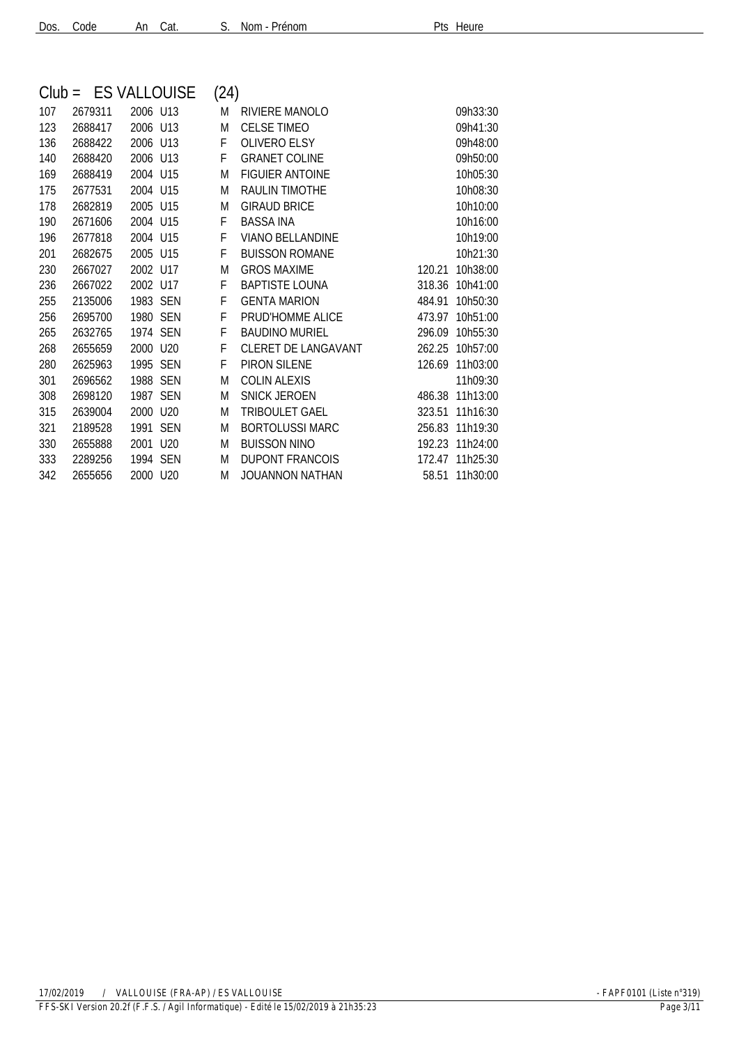## Club = ES VALLOUISE (24)

| Dos. | Code | An | Cat. | S. | Nom - Prénom | Pts | Heure |
|---|---|---|---|---|---|---|---|
| 107 | 2679311 | 2006 | U13 | M | RIVIERE MANOLO | | 09h33:30 |
| 123 | 2688417 | 2006 | U13 | M | CELSE TIMEO | | 09h41:30 |
| 136 | 2688422 | 2006 | U13 | F | OLIVERO ELSY | | 09h48:00 |
| 140 | 2688420 | 2006 | U13 | F | GRANET COLINE | | 09h50:00 |
| 169 | 2688419 | 2004 | U15 | M | FIGUIER ANTOINE | | 10h05:30 |
| 175 | 2677531 | 2004 | U15 | M | RAULIN TIMOTHE | | 10h08:30 |
| 178 | 2682819 | 2005 | U15 | M | GIRAUD BRICE | | 10h10:00 |
| 190 | 2671606 | 2004 | U15 | F | BASSA INA | | 10h16:00 |
| 196 | 2677818 | 2004 | U15 | F | VIANO BELLANDINE | | 10h19:00 |
| 201 | 2682675 | 2005 | U15 | F | BUISSON ROMANE | | 10h21:30 |
| 230 | 2667027 | 2002 | U17 | M | GROS MAXIME | 120.21 | 10h38:00 |
| 236 | 2667022 | 2002 | U17 | F | BAPTISTE LOUNA | 318.36 | 10h41:00 |
| 255 | 2135006 | 1983 | SEN | F | GENTA MARION | 484.91 | 10h50:30 |
| 256 | 2695700 | 1980 | SEN | F | PRUD'HOMME ALICE | 473.97 | 10h51:00 |
| 265 | 2632765 | 1974 | SEN | F | BAUDINO MURIEL | 296.09 | 10h55:30 |
| 268 | 2655659 | 2000 | U20 | F | CLERET DE LANGAVANT | 262.25 | 10h57:00 |
| 280 | 2625963 | 1995 | SEN | F | PIRON SILENE | 126.69 | 11h03:00 |
| 301 | 2696562 | 1988 | SEN | M | COLIN ALEXIS | | 11h09:30 |
| 308 | 2698120 | 1987 | SEN | M | SNICK JEROEN | 486.38 | 11h13:00 |
| 315 | 2639004 | 2000 | U20 | M | TRIBOULET GAEL | 323.51 | 11h16:30 |
| 321 | 2189528 | 1991 | SEN | M | BORTOLUSSI MARC | 256.83 | 11h19:30 |
| 330 | 2655888 | 2001 | U20 | M | BUISSON NINO | 192.23 | 11h24:00 |
| 333 | 2289256 | 1994 | SEN | M | DUPONT FRANCOIS | 172.47 | 11h25:30 |
| 342 | 2655656 | 2000 | U20 | M | JOUANNON NATHAN | 58.51 | 11h30:00 |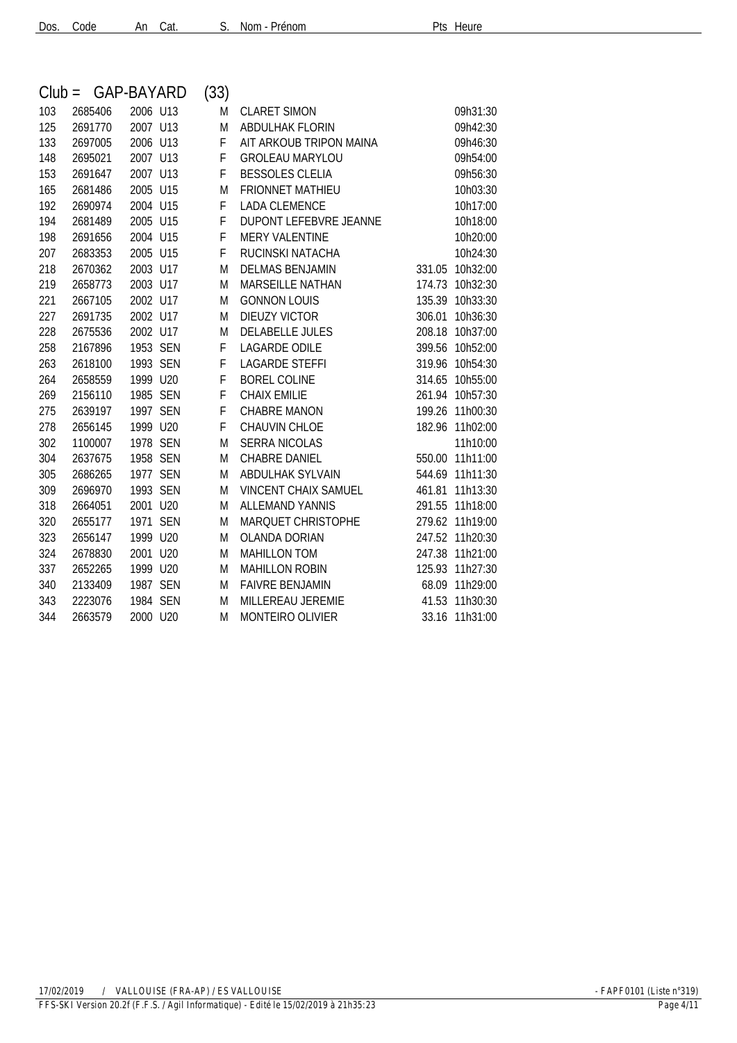| Dos. | Code | An | Cat. | S. | Nom - Prénom | Pts | Heure |
|---|---|---|---|---|---|---|---|

## Club = GAP-BAYARD (33)

| Dos. | Code | An | Cat. | S. | Nom - Prénom | Pts | Heure |
|---|---|---|---|---|---|---|---|
| 103 | 2685406 | 2006 | U13 | M | CLARET SIMON | | 09h31:30 |
| 125 | 2691770 | 2007 | U13 | M | ABDULHAK FLORIN | | 09h42:30 |
| 133 | 2697005 | 2006 | U13 | F | AIT ARKOUB TRIPON MAINA | | 09h46:30 |
| 148 | 2695021 | 2007 | U13 | F | GROLEAU MARYLOU | | 09h54:00 |
| 153 | 2691647 | 2007 | U13 | F | BESSOLES CLELIA | | 09h56:30 |
| 165 | 2681486 | 2005 | U15 | M | FRIONNET MATHIEU | | 10h03:30 |
| 192 | 2690974 | 2004 | U15 | F | LADA CLEMENCE | | 10h17:00 |
| 194 | 2681489 | 2005 | U15 | F | DUPONT LEFEBVRE JEANNE | | 10h18:00 |
| 198 | 2691656 | 2004 | U15 | F | MERY VALENTINE | | 10h20:00 |
| 207 | 2683353 | 2005 | U15 | F | RUCINSKI NATACHA | | 10h24:30 |
| 218 | 2670362 | 2003 | U17 | M | DELMAS BENJAMIN | 331.05 | 10h32:00 |
| 219 | 2658773 | 2003 | U17 | M | MARSEILLE NATHAN | 174.73 | 10h32:30 |
| 221 | 2667105 | 2002 | U17 | M | GONNON LOUIS | 135.39 | 10h33:30 |
| 227 | 2691735 | 2002 | U17 | M | DIEUZY VICTOR | 306.01 | 10h36:30 |
| 228 | 2675536 | 2002 | U17 | M | DELABELLE JULES | 208.18 | 10h37:00 |
| 258 | 2167896 | 1953 | SEN | F | LAGARDE ODILE | 399.56 | 10h52:00 |
| 263 | 2618100 | 1993 | SEN | F | LAGARDE STEFFI | 319.96 | 10h54:30 |
| 264 | 2658559 | 1999 | U20 | F | BOREL COLINE | 314.65 | 10h55:00 |
| 269 | 2156110 | 1985 | SEN | F | CHAIX EMILIE | 261.94 | 10h57:30 |
| 275 | 2639197 | 1997 | SEN | F | CHABRE MANON | 199.26 | 11h00:30 |
| 278 | 2656145 | 1999 | U20 | F | CHAUVIN CHLOE | 182.96 | 11h02:00 |
| 302 | 1100007 | 1978 | SEN | M | SERRA NICOLAS | | 11h10:00 |
| 304 | 2637675 | 1958 | SEN | M | CHABRE DANIEL | 550.00 | 11h11:00 |
| 305 | 2686265 | 1977 | SEN | M | ABDULHAK SYLVAIN | 544.69 | 11h11:30 |
| 309 | 2696970 | 1993 | SEN | M | VINCENT CHAIX SAMUEL | 461.81 | 11h13:30 |
| 318 | 2664051 | 2001 | U20 | M | ALLEMAND YANNIS | 291.55 | 11h18:00 |
| 320 | 2655177 | 1971 | SEN | M | MARQUET CHRISTOPHE | 279.62 | 11h19:00 |
| 323 | 2656147 | 1999 | U20 | M | OLANDA DORIAN | 247.52 | 11h20:30 |
| 324 | 2678830 | 2001 | U20 | M | MAHILLON TOM | 247.38 | 11h21:00 |
| 337 | 2652265 | 1999 | U20 | M | MAHILLON ROBIN | 125.93 | 11h27:30 |
| 340 | 2133409 | 1987 | SEN | M | FAIVRE BENJAMIN | 68.09 | 11h29:00 |
| 343 | 2223076 | 1984 | SEN | M | MILLEREAU JEREMIE | 41.53 | 11h30:30 |
| 344 | 2663579 | 2000 | U20 | M | MONTEIRO OLIVIER | 33.16 | 11h31:00 |

17/02/2019 / VALLOUISE (FRA-AP) / ES VALLOUISE - FAPF0101 (Liste n°319)

FFS-SKI Version 20.2f (F.F.S. / Agil Informatique) - Edité le 15/02/2019 à 21h35:23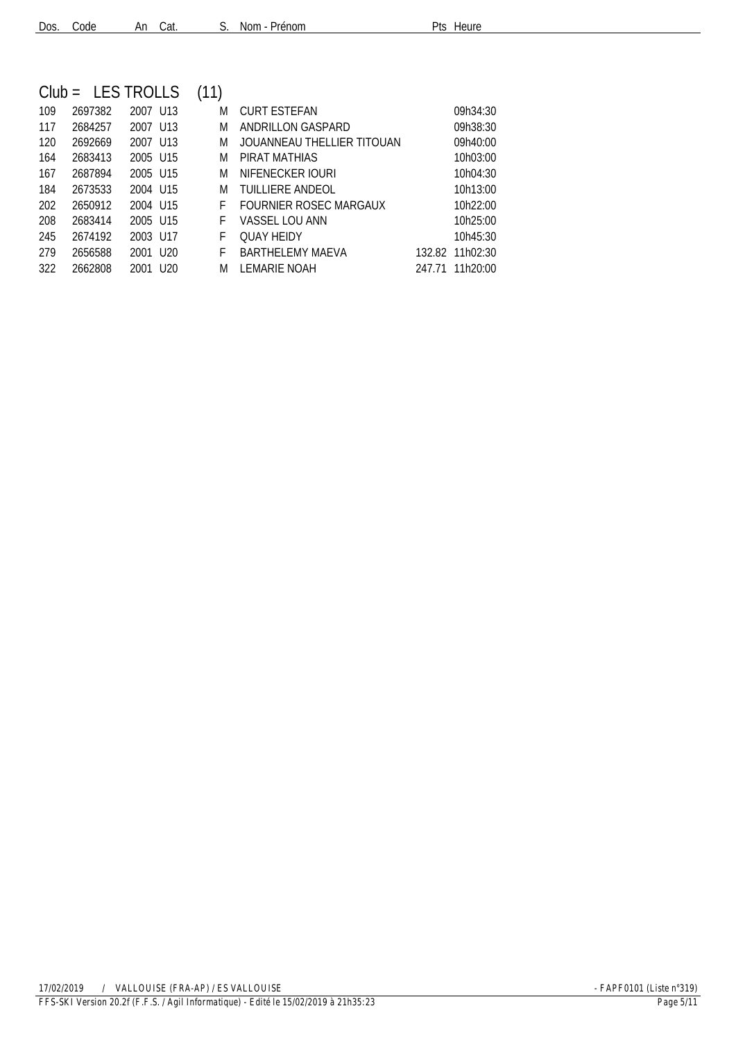| Dos. | Code | An | Cat. | S. | Nom - Prénom | Pts | Heure |
|---|---|---|---|---|---|---|---|

## Club = LES TROLLS (11)

| Dos. | Code | An | Cat. | S. | Nom - Prénom | Pts | Heure |
|---|---|---|---|---|---|---|---|
| 109 | 2697382 | 2007 | U13 | M | CURT ESTEFAN | | 09h34:30 |
| 117 | 2684257 | 2007 | U13 | M | ANDRILLON GASPARD | | 09h38:30 |
| 120 | 2692669 | 2007 | U13 | M | JOUANNEAU THELLIER TITOUAN | | 09h40:00 |
| 164 | 2683413 | 2005 | U15 | M | PIRAT MATHIAS | | 10h03:00 |
| 167 | 2687894 | 2005 | U15 | M | NIFENECKER IOURI | | 10h04:30 |
| 184 | 2673533 | 2004 | U15 | M | TUILLIERE ANDEOL | | 10h13:00 |
| 202 | 2650912 | 2004 | U15 | F | FOURNIER ROSEC MARGAUX | | 10h22:00 |
| 208 | 2683414 | 2005 | U15 | F | VASSEL LOU ANN | | 10h25:00 |
| 245 | 2674192 | 2003 | U17 | F | QUAY HEIDY | | 10h45:30 |
| 279 | 2656588 | 2001 | U20 | F | BARTHELEMY MAEVA | 132.82 | 11h02:30 |
| 322 | 2662808 | 2001 | U20 | M | LEMARIE NOAH | 247.71 | 11h20:00 |

17/02/2019 / VALLOUISE (FRA-AP) / ES VALLOUISE - FAPF0101 (Liste n°319)
FFS-SKI Version 20.2f (F.F.S. / Agil Informatique) - Edité le 15/02/2019 à 21h35:23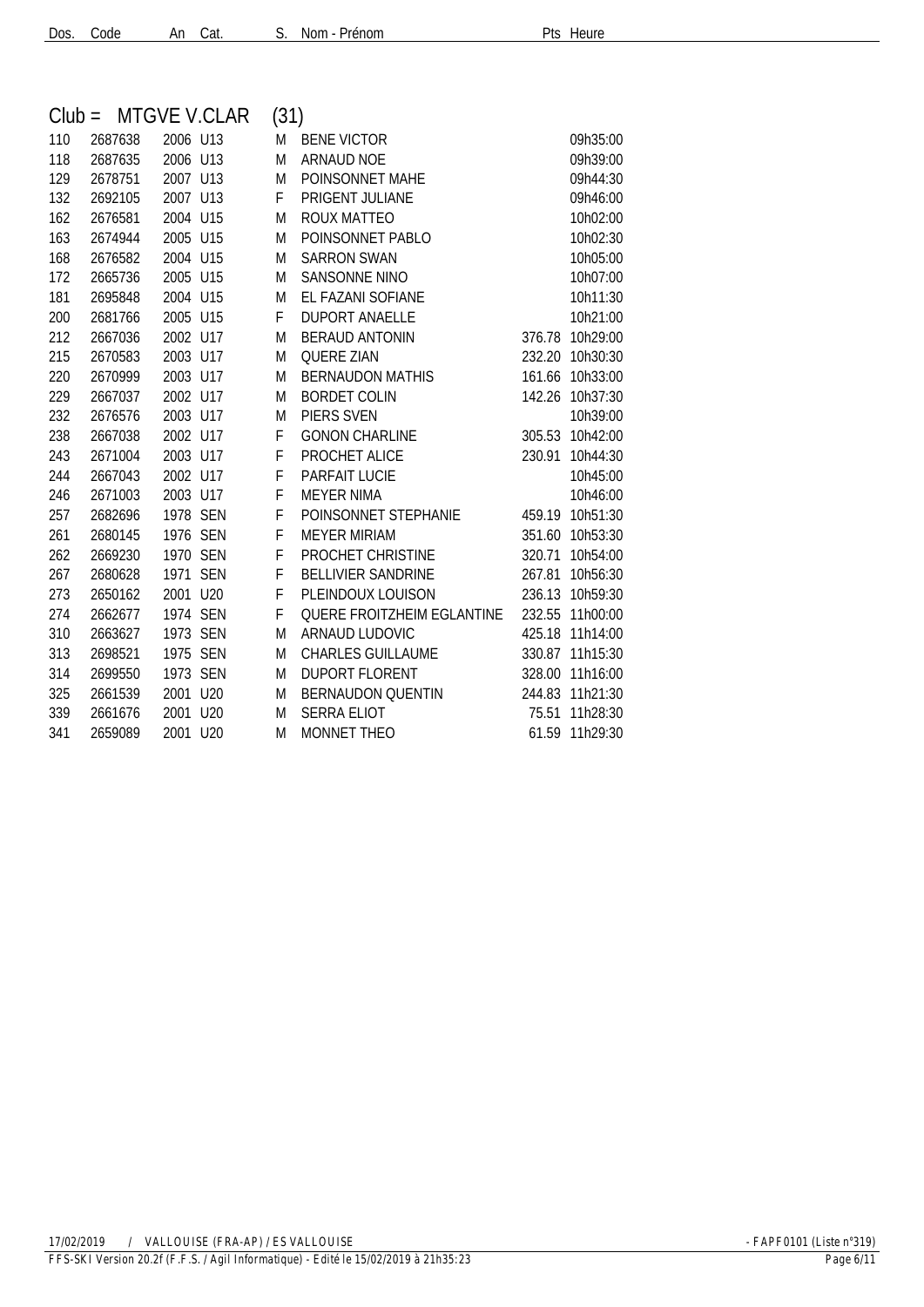## Club = MTGVE V.CLAR (31)

| Dos. | Code | An | Cat. | S. | Nom - Prénom | Pts | Heure |
|---|---|---|---|---|---|---|---|
| 110 | 2687638 | 2006 | U13 | M | BENE VICTOR | | 09h35:00 |
| 118 | 2687635 | 2006 | U13 | M | ARNAUD NOE | | 09h39:00 |
| 129 | 2678751 | 2007 | U13 | M | POINSONNET MAHE | | 09h44:30 |
| 132 | 2692105 | 2007 | U13 | F | PRIGENT JULIANE | | 09h46:00 |
| 162 | 2676581 | 2004 | U15 | M | ROUX MATTEO | | 10h02:00 |
| 163 | 2674944 | 2005 | U15 | M | POINSONNET PABLO | | 10h02:30 |
| 168 | 2676582 | 2004 | U15 | M | SARRON SWAN | | 10h05:00 |
| 172 | 2665736 | 2005 | U15 | M | SANSONNE NINO | | 10h07:00 |
| 181 | 2695848 | 2004 | U15 | M | EL FAZANI SOFIANE | | 10h11:30 |
| 200 | 2681766 | 2005 | U15 | F | DUPORT ANAELLE | | 10h21:00 |
| 212 | 2667036 | 2002 | U17 | M | BERAUD ANTONIN | 376.78 | 10h29:00 |
| 215 | 2670583 | 2003 | U17 | M | QUERE ZIAN | 232.20 | 10h30:30 |
| 220 | 2670999 | 2003 | U17 | M | BERNAUDON MATHIS | 161.66 | 10h33:00 |
| 229 | 2667037 | 2002 | U17 | M | BORDET COLIN | 142.26 | 10h37:30 |
| 232 | 2676576 | 2003 | U17 | M | PIERS SVEN | | 10h39:00 |
| 238 | 2667038 | 2002 | U17 | F | GONON CHARLINE | 305.53 | 10h42:00 |
| 243 | 2671004 | 2003 | U17 | F | PROCHET ALICE | 230.91 | 10h44:30 |
| 244 | 2667043 | 2002 | U17 | F | PARFAIT LUCIE | | 10h45:00 |
| 246 | 2671003 | 2003 | U17 | F | MEYER NIMA | | 10h46:00 |
| 257 | 2682696 | 1978 | SEN | F | POINSONNET STEPHANIE | 459.19 | 10h51:30 |
| 261 | 2680145 | 1976 | SEN | F | MEYER MIRIAM | 351.60 | 10h53:30 |
| 262 | 2669230 | 1970 | SEN | F | PROCHET CHRISTINE | 320.71 | 10h54:00 |
| 267 | 2680628 | 1971 | SEN | F | BELLIVIER SANDRINE | 267.81 | 10h56:30 |
| 273 | 2650162 | 2001 | U20 | F | PLEINDOUX LOUISON | 236.13 | 10h59:30 |
| 274 | 2662677 | 1974 | SEN | F | QUERE FROITZHEIM EGLANTINE | 232.55 | 11h00:00 |
| 310 | 2663627 | 1973 | SEN | M | ARNAUD LUDOVIC | 425.18 | 11h14:00 |
| 313 | 2698521 | 1975 | SEN | M | CHARLES GUILLAUME | 330.87 | 11h15:30 |
| 314 | 2699550 | 1973 | SEN | M | DUPORT FLORENT | 328.00 | 11h16:00 |
| 325 | 2661539 | 2001 | U20 | M | BERNAUDON QUENTIN | 244.83 | 11h21:30 |
| 339 | 2661676 | 2001 | U20 | M | SERRA ELIOT | 75.51 | 11h28:30 |
| 341 | 2659089 | 2001 | U20 | M | MONNET THEO | 61.59 | 11h29:30 |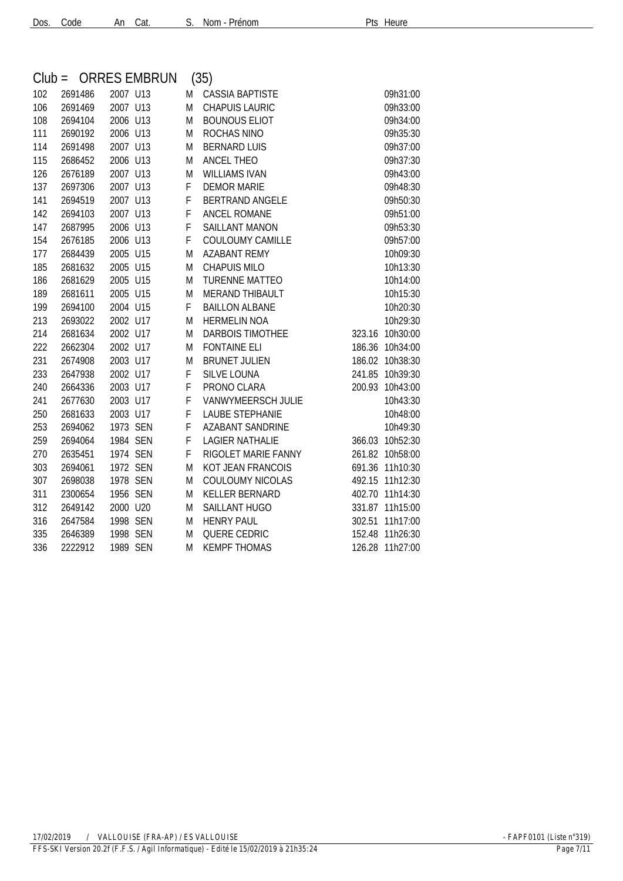| Dos. | Code | An | Cat. | S. | Nom - Prénom | Pts | Heure |
|---|---|---|---|---|---|---|---|

## Club = ORRES EMBRUN (35)

| Dos. | Code | An | Cat. | S. | Nom - Prénom | Pts | Heure |
|---|---|---|---|---|---|---|---|
| 102 | 2691486 | 2007 | U13 | M | CASSIA BAPTISTE | | 09h31:00 |
| 106 | 2691469 | 2007 | U13 | M | CHAPUIS LAURIC | | 09h33:00 |
| 108 | 2694104 | 2006 | U13 | M | BOUNOUS ELIOT | | 09h34:00 |
| 111 | 2690192 | 2006 | U13 | M | ROCHAS NINO | | 09h35:30 |
| 114 | 2691498 | 2007 | U13 | M | BERNARD LUIS | | 09h37:00 |
| 115 | 2686452 | 2006 | U13 | M | ANCEL THEO | | 09h37:30 |
| 126 | 2676189 | 2007 | U13 | M | WILLIAMS IVAN | | 09h43:00 |
| 137 | 2697306 | 2007 | U13 | F | DEMOR MARIE | | 09h48:30 |
| 141 | 2694519 | 2007 | U13 | F | BERTRAND ANGELE | | 09h50:30 |
| 142 | 2694103 | 2007 | U13 | F | ANCEL ROMANE | | 09h51:00 |
| 147 | 2687995 | 2006 | U13 | F | SAILLANT MANON | | 09h53:30 |
| 154 | 2676185 | 2006 | U13 | F | COULOUMY CAMILLE | | 09h57:00 |
| 177 | 2684439 | 2005 | U15 | M | AZABANT REMY | | 10h09:30 |
| 185 | 2681632 | 2005 | U15 | M | CHAPUIS MILO | | 10h13:30 |
| 186 | 2681629 | 2005 | U15 | M | TURENNE MATTEO | | 10h14:00 |
| 189 | 2681611 | 2005 | U15 | M | MERAND THIBAULT | | 10h15:30 |
| 199 | 2694100 | 2004 | U15 | F | BAILLON ALBANE | | 10h20:30 |
| 213 | 2693022 | 2002 | U17 | M | HERMELIN NOA | | 10h29:30 |
| 214 | 2681634 | 2002 | U17 | M | DARBOIS TIMOTHEE | 323.16 | 10h30:00 |
| 222 | 2662304 | 2002 | U17 | M | FONTAINE ELI | 186.36 | 10h34:00 |
| 231 | 2674908 | 2003 | U17 | M | BRUNET JULIEN | 186.02 | 10h38:30 |
| 233 | 2647938 | 2002 | U17 | F | SILVE LOUNA | 241.85 | 10h39:30 |
| 240 | 2664336 | 2003 | U17 | F | PRONO CLARA | 200.93 | 10h43:00 |
| 241 | 2677630 | 2003 | U17 | F | VANWYMEERSCH JULIE | | 10h43:30 |
| 250 | 2681633 | 2003 | U17 | F | LAUBE STEPHANIE | | 10h48:00 |
| 253 | 2694062 | 1973 | SEN | F | AZABANT SANDRINE | | 10h49:30 |
| 259 | 2694064 | 1984 | SEN | F | LAGIER NATHALIE | 366.03 | 10h52:30 |
| 270 | 2635451 | 1974 | SEN | F | RIGOLET MARIE FANNY | 261.82 | 10h58:00 |
| 303 | 2694061 | 1972 | SEN | M | KOT JEAN FRANCOIS | 691.36 | 11h10:30 |
| 307 | 2698038 | 1978 | SEN | M | COULOUMY NICOLAS | 492.15 | 11h12:30 |
| 311 | 2300654 | 1956 | SEN | M | KELLER BERNARD | 402.70 | 11h14:30 |
| 312 | 2649142 | 2000 | U20 | M | SAILLANT HUGO | 331.87 | 11h15:00 |
| 316 | 2647584 | 1998 | SEN | M | HENRY PAUL | 302.51 | 11h17:00 |
| 335 | 2646389 | 1998 | SEN | M | QUERE CEDRIC | 152.48 | 11h26:30 |
| 336 | 2222912 | 1989 | SEN | M | KEMPF THOMAS | 126.28 | 11h27:00 |

17/02/2019 / VALLOUISE (FRA-AP) / ES VALLOUISE - FAPF0101 (Liste n°319)

FFS-SKI Version 20.2f (F.F.S. / Agil Informatique) - Edité le 15/02/2019 à 21h35:24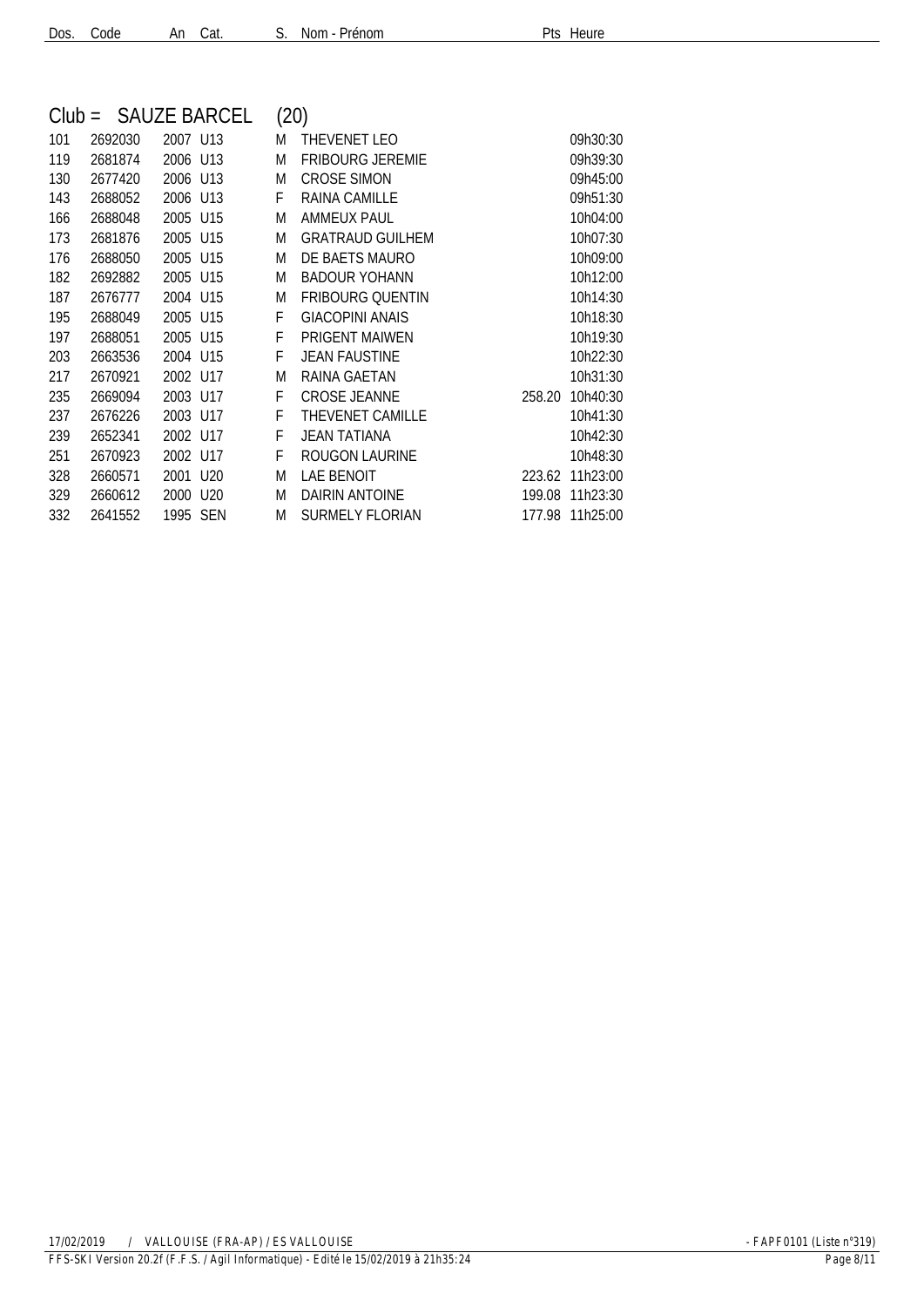| Dos. | Code | An | Cat. | S. | Nom - Prénom | Pts | Heure |
|---|---|---|---|---|---|---|---|

## Club = SAUZE BARCEL (20)

| Dos. | Code | An | Cat. | S. | Nom - Prénom | Pts | Heure |
|---|---|---|---|---|---|---|---|
| 101 | 2692030 | 2007 | U13 | M | THEVENET LEO | | 09h30:30 |
| 119 | 2681874 | 2006 | U13 | M | FRIBOURG JEREMIE | | 09h39:30 |
| 130 | 2677420 | 2006 | U13 | M | CROSE SIMON | | 09h45:00 |
| 143 | 2688052 | 2006 | U13 | F | RAINA CAMILLE | | 09h51:30 |
| 166 | 2688048 | 2005 | U15 | M | AMMEUX PAUL | | 10h04:00 |
| 173 | 2681876 | 2005 | U15 | M | GRATRAUD GUILHEM | | 10h07:30 |
| 176 | 2688050 | 2005 | U15 | M | DE BAETS MAURO | | 10h09:00 |
| 182 | 2692882 | 2005 | U15 | M | BADOUR YOHANN | | 10h12:00 |
| 187 | 2676777 | 2004 | U15 | M | FRIBOURG QUENTIN | | 10h14:30 |
| 195 | 2688049 | 2005 | U15 | F | GIACOPINI ANAIS | | 10h18:30 |
| 197 | 2688051 | 2005 | U15 | F | PRIGENT MAIWEN | | 10h19:30 |
| 203 | 2663536 | 2004 | U15 | F | JEAN FAUSTINE | | 10h22:30 |
| 217 | 2670921 | 2002 | U17 | M | RAINA GAETAN | | 10h31:30 |
| 235 | 2669094 | 2003 | U17 | F | CROSE JEANNE | 258.20 | 10h40:30 |
| 237 | 2676226 | 2003 | U17 | F | THEVENET CAMILLE | | 10h41:30 |
| 239 | 2652341 | 2002 | U17 | F | JEAN TATIANA | | 10h42:30 |
| 251 | 2670923 | 2002 | U17 | F | ROUGON LAURINE | | 10h48:30 |
| 328 | 2660571 | 2001 | U20 | M | LAE BENOIT | 223.62 | 11h23:00 |
| 329 | 2660612 | 2000 | U20 | M | DAIRIN ANTOINE | 199.08 | 11h23:30 |
| 332 | 2641552 | 1995 | SEN | M | SURMELY FLORIAN | 177.98 | 11h25:00 |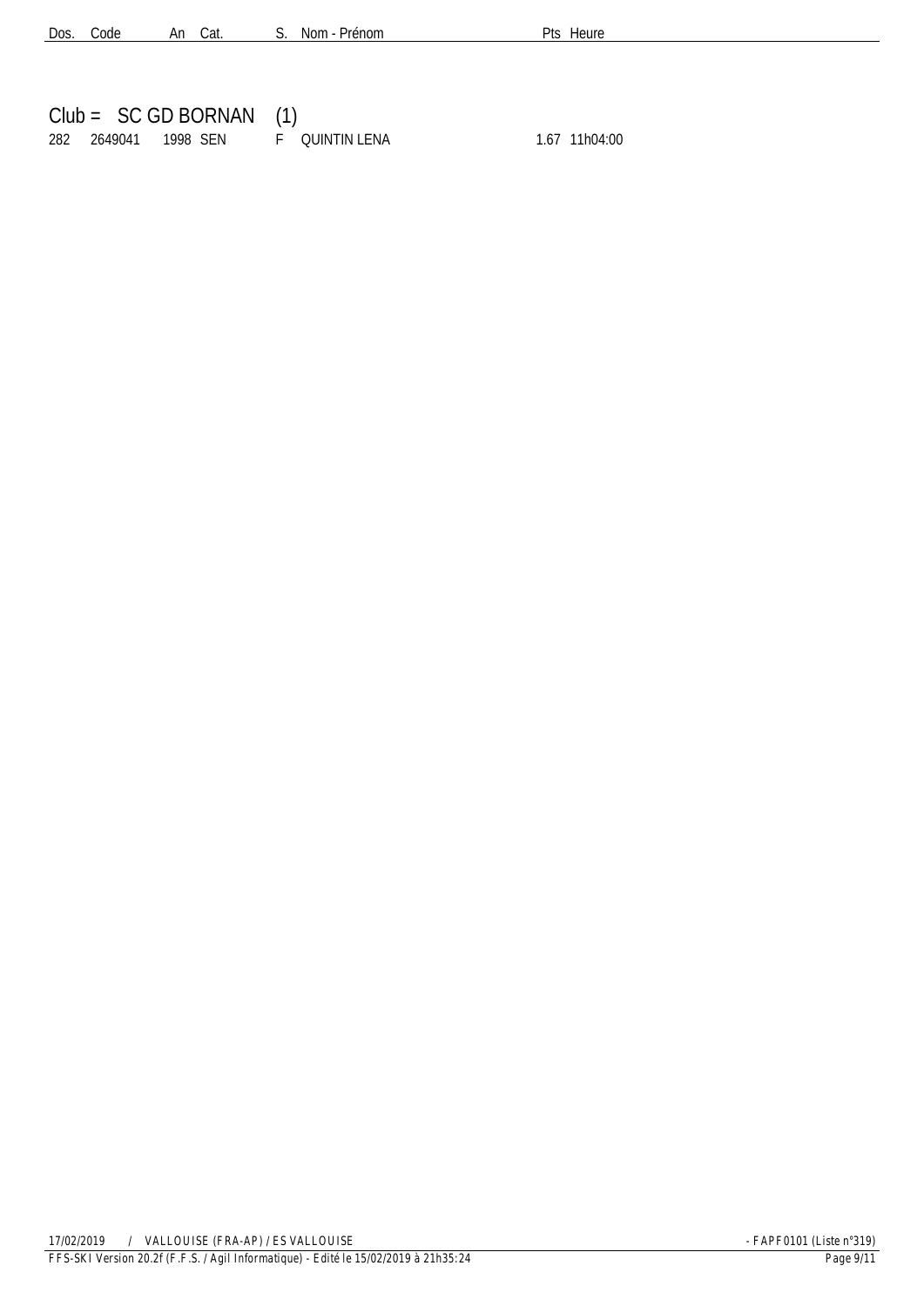| Dos. | Code | An | Cat. | S. | Nom - Prénom | Pts | Heure |
|---|---|---|---|---|---|---|---|

## Club = SC GD BORNAN (1)

| Dos. | Code | An | Cat. | S. | Nom - Prénom | Pts | Heure |
|---|---|---|---|---|---|---|---|
| 282 | 2649041 | 1998 | SEN | F | QUINTIN LENA | 1.67 | 11h04:00 |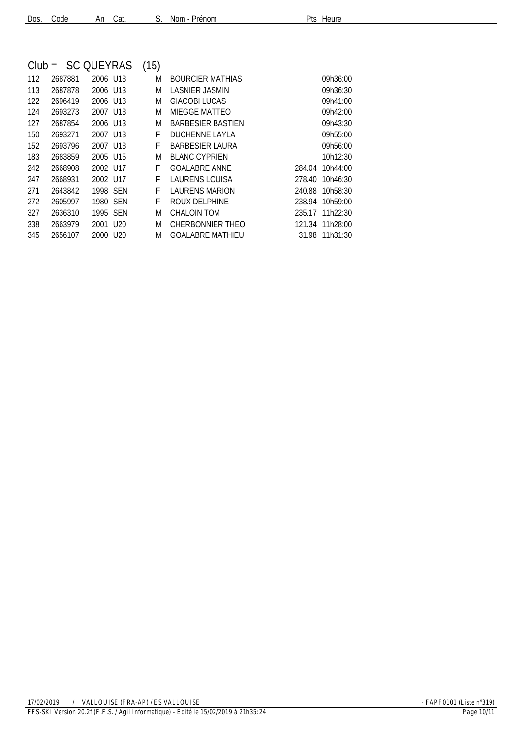## Club = SC QUEYRAS (15)

| Dos. | Code | An | Cat. | S. | Nom - Prénom | Pts | Heure |
|---|---|---|---|---|---|---|---|
| 112 | 2687881 | 2006 | U13 | M | BOURCIER MATHIAS | | 09h36:00 |
| 113 | 2687878 | 2006 | U13 | M | LASNIER JASMIN | | 09h36:30 |
| 122 | 2696419 | 2006 | U13 | M | GIACOBI LUCAS | | 09h41:00 |
| 124 | 2693273 | 2007 | U13 | M | MIEGGE MATTEO | | 09h42:00 |
| 127 | 2687854 | 2006 | U13 | M | BARBESIER BASTIEN | | 09h43:30 |
| 150 | 2693271 | 2007 | U13 | F | DUCHENNE LAYLA | | 09h55:00 |
| 152 | 2693796 | 2007 | U13 | F | BARBESIER LAURA | | 09h56:00 |
| 183 | 2683859 | 2005 | U15 | M | BLANC CYPRIEN | | 10h12:30 |
| 242 | 2668908 | 2002 | U17 | F | GOALABRE ANNE | 284.04 | 10h44:00 |
| 247 | 2668931 | 2002 | U17 | F | LAURENS LOUISA | 278.40 | 10h46:30 |
| 271 | 2643842 | 1998 | SEN | F | LAURENS MARION | 240.88 | 10h58:30 |
| 272 | 2605997 | 1980 | SEN | F | ROUX DELPHINE | 238.94 | 10h59:00 |
| 327 | 2636310 | 1995 | SEN | M | CHALOIN TOM | 235.17 | 11h22:30 |
| 338 | 2663979 | 2001 | U20 | M | CHERBONNIER THEO | 121.34 | 11h28:00 |
| 345 | 2656107 | 2000 | U20 | M | GOALABRE MATHIEU | 31.98 | 11h31:30 |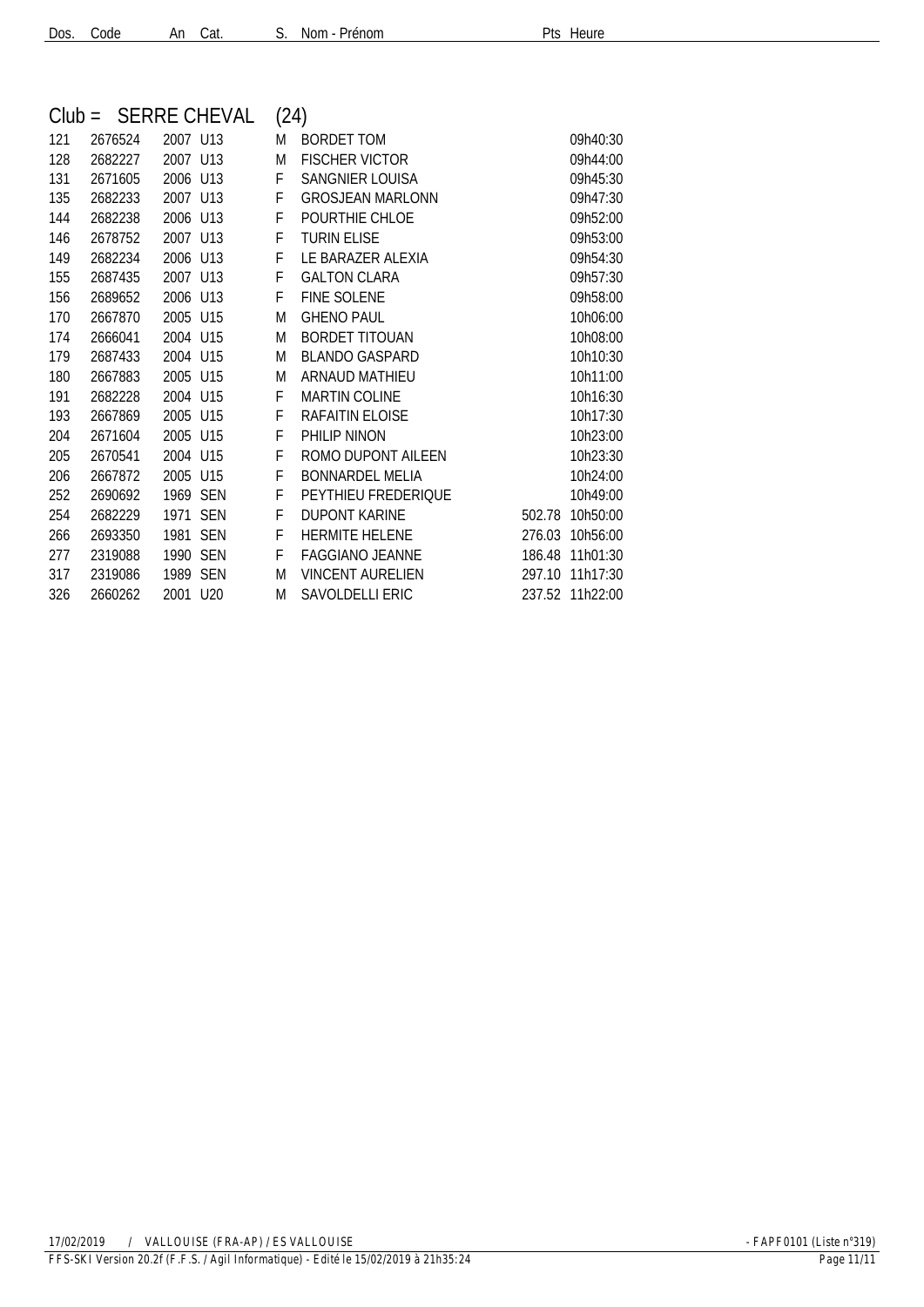| Dos. | Code | An | Cat. | S. | Nom - Prénom | Pts | Heure |
|---|---|---|---|---|---|---|---|

## Club = SERRE CHEVAL (24)

| Dos. | Code | An | Cat. | S. | Nom - Prénom | Pts | Heure |
|---|---|---|---|---|---|---|---|
| 121 | 2676524 | 2007 | U13 | M | BORDET TOM | | 09h40:30 |
| 128 | 2682227 | 2007 | U13 | M | FISCHER VICTOR | | 09h44:00 |
| 131 | 2671605 | 2006 | U13 | F | SANGNIER LOUISA | | 09h45:30 |
| 135 | 2682233 | 2007 | U13 | F | GROSJEAN MARLONN | | 09h47:30 |
| 144 | 2682238 | 2006 | U13 | F | POURTHIE CHLOE | | 09h52:00 |
| 146 | 2678752 | 2007 | U13 | F | TURIN ELISE | | 09h53:00 |
| 149 | 2682234 | 2006 | U13 | F | LE BARAZER ALEXIA | | 09h54:30 |
| 155 | 2687435 | 2007 | U13 | F | GALTON CLARA | | 09h57:30 |
| 156 | 2689652 | 2006 | U13 | F | FINE SOLENE | | 09h58:00 |
| 170 | 2667870 | 2005 | U15 | M | GHENO PAUL | | 10h06:00 |
| 174 | 2666041 | 2004 | U15 | M | BORDET TITOUAN | | 10h08:00 |
| 179 | 2687433 | 2004 | U15 | M | BLANDO GASPARD | | 10h10:30 |
| 180 | 2667883 | 2005 | U15 | M | ARNAUD MATHIEU | | 10h11:00 |
| 191 | 2682228 | 2004 | U15 | F | MARTIN COLINE | | 10h16:30 |
| 193 | 2667869 | 2005 | U15 | F | RAFAITIN ELOISE | | 10h17:30 |
| 204 | 2671604 | 2005 | U15 | F | PHILIP NINON | | 10h23:00 |
| 205 | 2670541 | 2004 | U15 | F | ROMO DUPONT AILEEN | | 10h23:30 |
| 206 | 2667872 | 2005 | U15 | F | BONNARDEL MELIA | | 10h24:00 |
| 252 | 2690692 | 1969 | SEN | F | PEYTHIEU FREDERIQUE | | 10h49:00 |
| 254 | 2682229 | 1971 | SEN | F | DUPONT KARINE | 502.78 | 10h50:00 |
| 266 | 2693350 | 1981 | SEN | F | HERMITE HELENE | 276.03 | 10h56:00 |
| 277 | 2319088 | 1990 | SEN | F | FAGGIANO JEANNE | 186.48 | 11h01:30 |
| 317 | 2319086 | 1989 | SEN | M | VINCENT AURELIEN | 297.10 | 11h17:30 |
| 326 | 2660262 | 2001 | U20 | M | SAVOLDELLI ERIC | 237.52 | 11h22:00 |